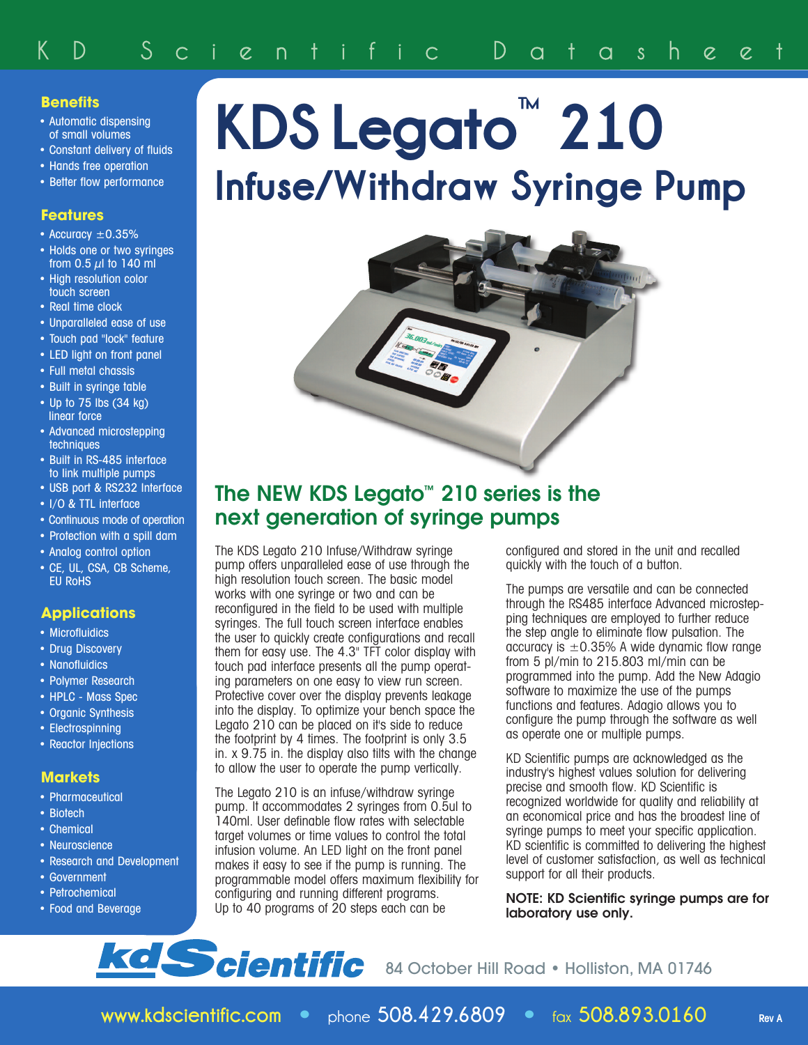# KDS Legato™ 210

## Infuse/Withdraw Syringe Pump

### Benefits

- Automatic dispensing of small volumes
- Constant delivery of fluids
- Hands free operation
- Better flow performance

### Features

- Accuracy ±0.35%
- Holds one or two syringes from 0.5 µl to 140 ml
- High resolution color touch screen
- Real time clock
- Unparalleled ease of use
- Touch pad "lock" feature
- LED light on front panel
- Full metal chassis
- Built in syringe table
- Up to 75 lbs (34 kg) linear force
- Advanced microstepping techniques
- Built in RS-485 interface to link multiple pumps
- USB port & RS232 Interface
- I/O & TTL interface
- Continuous mode of operation
- Protection with a spill dam
- Analog control option
- CE, UL, CSA, CB Scheme, EU RoHS

### Applications

- Microfluidics
- Drug Discovery
- Nanofluidics
- Polymer Research
- HPLC - Mass Spec
- Organic Synthesis
- Electrospinning
- Reactor Injections

### Markets

- Pharmaceutical
- Biotech
- Chemical
- Neuroscience
- Research and Development
- Government
- Petrochemical
- Food and Beverage

## The NEW KDS Legato™ 210 series is the next generation of syringe pumps

The KDS Legato 210 Infuse/Withdraw syringe pump offers unparalleled ease of use through the high resolution touch screen. The basic model works with one syringe or two and can be reconfigured in the field to work with multiple syringes. The full touch screen interface enables the user to quickly create configurations and recall them for easy use. The 4.3" TFT color display with touch pad interface presents all the pump operating parameters on one easy to view run screen. Protective cover over the display prevents leakage into the display. To optimize your bench space the Legato 210 can be placed on it's side to reduce the footprint by 4 times. The footprint is only 3.5 in. x 9.75 in. the display also tilts with the change to allow the user to operate the pump vertically.

The Legato 210 is an infuse/withdraw syringe pump. It accommodates 2 syringes from 0.5ul to 140ml. User definable flow rates with selectable target volumes or time values to control the total infusion volume. An LED light on the front panel makes it easy to see if the pump is running. The programmable model offers maximum flexibility for configuring and running different programs. Up to 40 programs of 20 steps each can be configured and stored in the unit and recalled quickly with the touch of a button.

The pumps are versatile and can be connected through the RS485 interface Advanced microstepping techniques are employed to further reduce the step angle to eliminate flow pulsation. The accuracy is ±0.35% A wide dynamic flow range from 5 pl/min to 215.803 ml/min can be programmed into the pump. Add the New Adagio software to maximize the use of the pumps functions and features. Adagio allows you to configure the pump through the software as well as operate one or multiple pumps.

KD Scientific pumps are acknowledged as the industry's highest values solution for delivering precise and smooth flow. KD Scientific is recognized worldwide for quality and reliability at an economical price and has the broadest line of syringe pumps to meet your specific application. KD scientific is committed to delivering the highest level of customer satisfaction, as well as technical support for all their products.

**NOTE: KD Scientific syringe pumps are for laboratory use only.**

kdScientific 84 October Hill Road • Holliston, MA 01746

www.kdscientific.com • phone 508.429.6809 • fax 508.893.0160

Rev A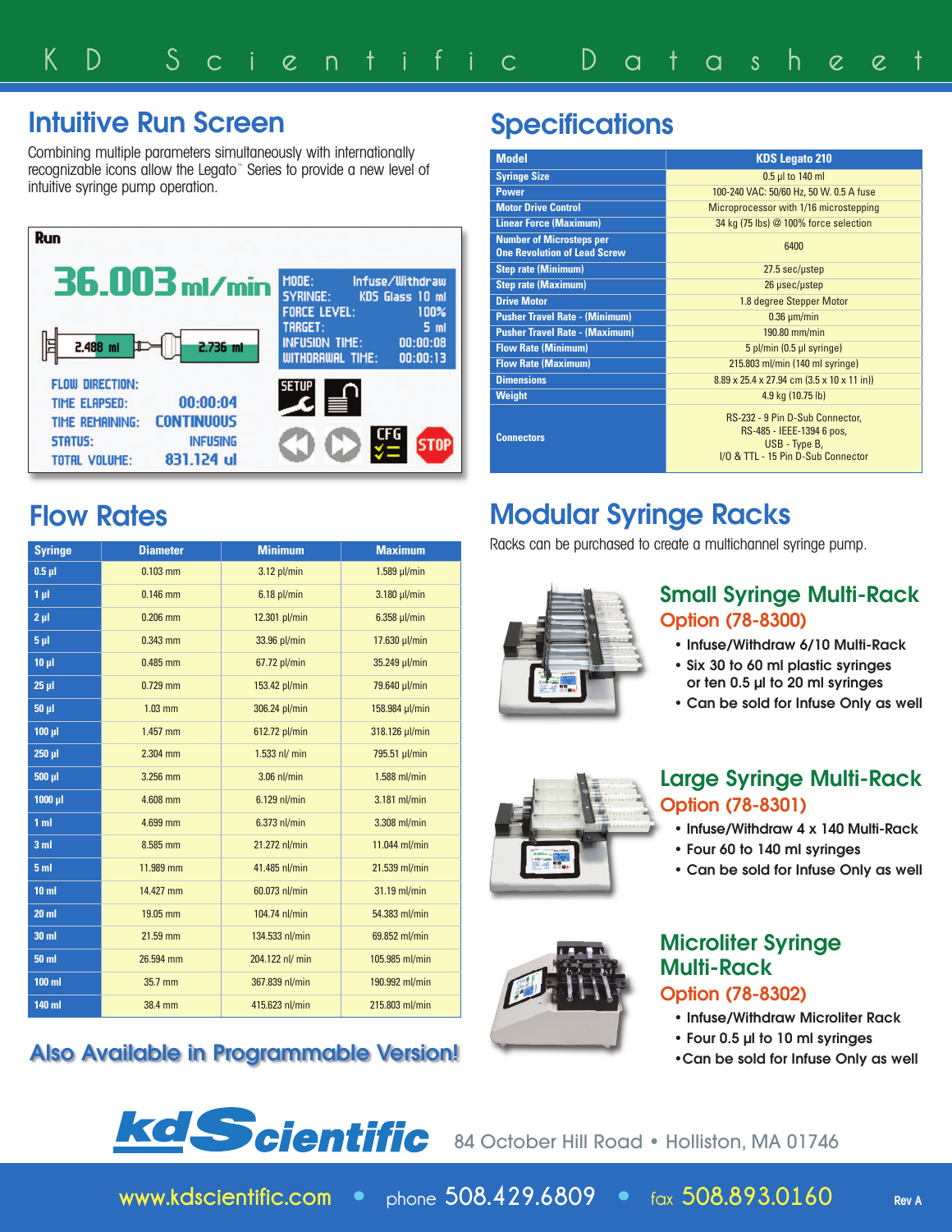KD Scientific Datasheet

## Intuitive Run Screen

Combining multiple parameters simultaneously with internationally recognizable icons allow the Legato™ Series to provide a new level of intuitive syringe pump operation.

Run

36.003 ml/min

MODE: Infuse/Withdraw
SYRINGE: KDS Glass 10 ml
FORCE LEVEL: 100%
TARGET: 5 ml
INFUSION TIME: 00:00:08
WITHDRAWAL TIME: 00:00:13

2.488 ml
2.736 ml

FLOW DIRECTION:
TIME ELAPSED: 00:00:04
TIME REMAINING: CONTINUOUS
STATUS: INFUSING
TOTAL VOLUME: 831.124 ul

SETUP
CFG
STOP

## Flow Rates

| Syringe | Diameter | Minimum | Maximum |
|---|---|---|---|
| 0.5 µl | 0.103 mm | 3.12 pl/min | 1.589 µl/min |
| 1 µl | 0.146 mm | 6.18 pl/min | 3.180 µl/min |
| 2 µl | 0.206 mm | 12.301 pl/min | 6.358 µl/min |
| 5 µl | 0.343 mm | 33.96 pl/min | 17.630 µl/min |
| 10 µl | 0.485 mm | 67.72 pl/min | 35.249 µl/min |
| 25 µl | 0.729 mm | 153.42 pl/min | 79.640 µl/min |
| 50 µl | 1.03 mm | 306.24 pl/min | 158.984 µl/min |
| 100 µl | 1.457 mm | 612.72 pl/min | 318.126 µl/min |
| 250 µl | 2.304 mm | 1.533 nl/ min | 795.51 µl/min |
| 500 µl | 3.256 mm | 3.06 nl/min | 1.588 ml/min |
| 1000 µl | 4.608 mm | 6.129 nl/min | 3.181 ml/min |
| 1 ml | 4.699 mm | 6.373 nl/min | 3.308 ml/min |
| 3 ml | 8.585 mm | 21.272 nl/min | 11.044 ml/min |
| 5 ml | 11.989 mm | 41.485 nl/min | 21.539 ml/min |
| 10 ml | 14.427 mm | 60.073 nl/min | 31.19 ml/min |
| 20 ml | 19.05 mm | 104.74 nl/min | 54.383 ml/min |
| 30 ml | 21.59 mm | 134.533 nl/min | 69.852 ml/min |
| 50 ml | 26.594 mm | 204.122 nl/ min | 105.985 ml/min |
| 100 ml | 35.7 mm | 367.839 nl/min | 190.992 ml/min |
| 140 ml | 38.4 mm | 415.623 nl/min | 215.803 ml/min |

**Also Available in Programmable Version!**

## Specifications

| Model | KDS Legato 210 |
|---|---|
| Syringe Size | 0.5 µl to 140 ml |
| Power | 100-240 VAC: 50/60 Hz, 50 W. 0.5 A fuse |
| Motor Drive Control | Microprocessor with 1/16 microstepping |
| Linear Force (Maximum) | 34 kg (75 lbs) @ 100% force selection |
| Number of Microsteps per One Revolution of Lead Screw | 6400 |
| Step rate (Minimum) | 27.5 sec/µstep |
| Step rate (Maximum) | 26 µsec/µstep |
| Drive Motor | 1.8 degree Stepper Motor |
| Pusher Travel Rate - (Minimum) | 0.36 µm/min |
| Pusher Travel Rate - (Maximum) | 190.80 mm/min |
| Flow Rate (Minimum) | 5 pl/min (0.5 µl syringe) |
| Flow Rate (Maximum) | 215.803 ml/min (140 ml syringe) |
| Dimensions | 8.89 x 25.4 x 27.94 cm (3.5 x 10 x 11 in)) |
| Weight | 4.9 kg (10.75 lb) |
| Connectors | RS-232 - 9 Pin D-Sub Connector, RS-485 - IEEE-1394 6 pos, USB - Type B, I/O & TTL - 15 Pin D-Sub Connector |

## Modular Syringe Racks

Racks can be purchased to create a multichannel syringe pump.

### Small Syringe Multi-Rack
### Option (78-8300)

- Infuse/Withdraw 6/10 Multi-Rack
- Six 30 to 60 ml plastic syringes or ten 0.5 µl to 20 ml syringes
- Can be sold for Infuse Only as well

### Large Syringe Multi-Rack
### Option (78-8301)

- Infuse/Withdraw 4 x 140 Multi-Rack
- Four 60 to 140 ml syringes
- Can be sold for Infuse Only as well

### Microliter Syringe Multi-Rack
### Option (78-8302)

- Infuse/Withdraw Microliter Rack
- Four 0.5 µl to 10 ml syringes
- Can be sold for Infuse Only as well

kdScientific 84 October Hill Road • Holliston, MA 01746

www.kdscientific.com • phone 508.429.6809 • fax 508.893.0160

Rev A